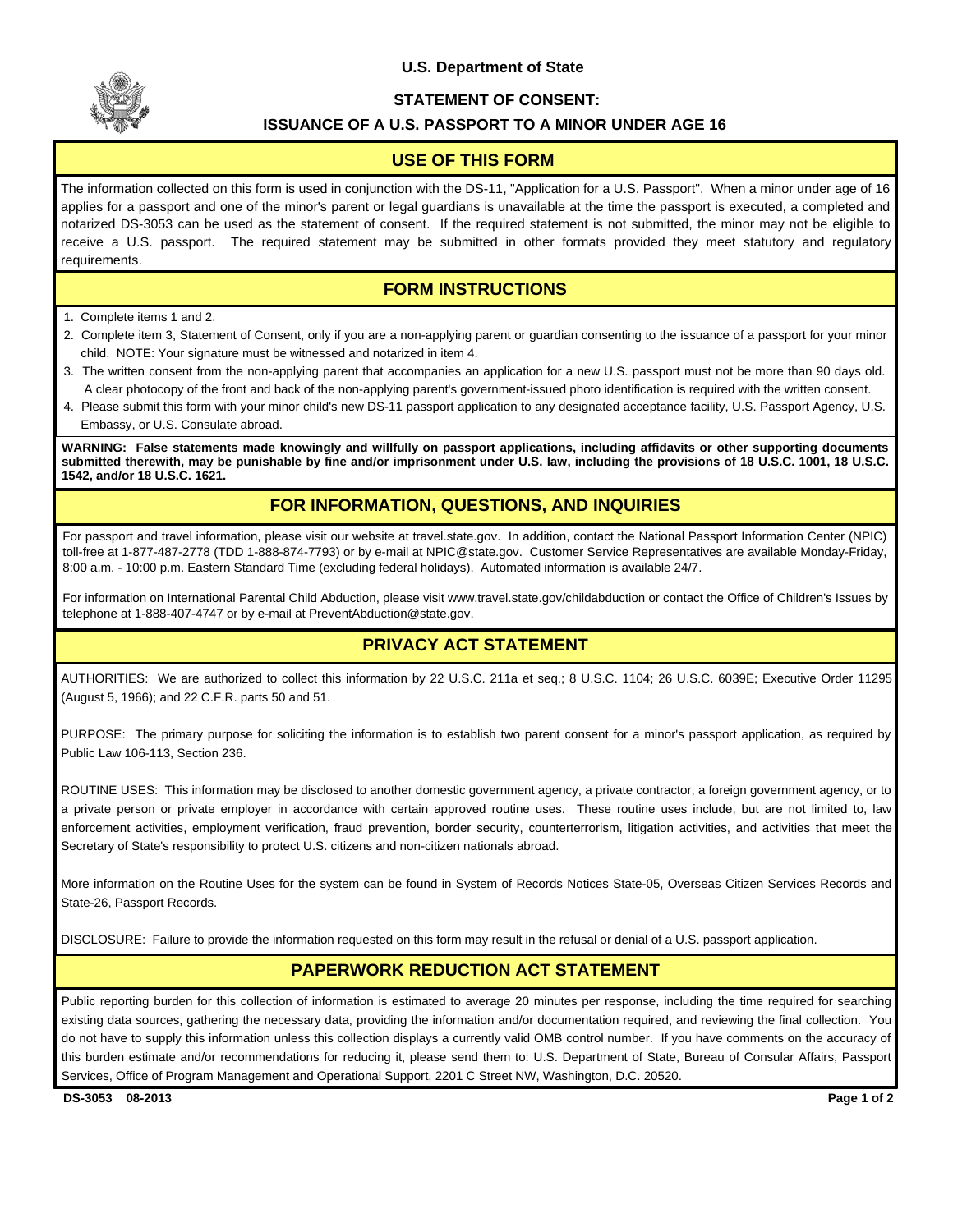U.S. Department of State

# STATEMENT OF CONSENT:
# ISSUANCE OF A U.S. PASSPORT TO A MINOR UNDER AGE 16

## USE OF THIS FORM

The information collected on this form is used in conjunction with the DS-11, "Application for a U.S. Passport". When a minor under age of 16 applies for a passport and one of the minor's parent or legal guardians is unavailable at the time the passport is executed, a completed and notarized DS-3053 can be used as the statement of consent. If the required statement is not submitted, the minor may not be eligible to receive a U.S. passport. The required statement may be submitted in other formats provided they meet statutory and regulatory requirements.

## FORM INSTRUCTIONS

1. Complete items 1 and 2.
2. Complete item 3, Statement of Consent, only if you are a non-applying parent or guardian consenting to the issuance of a passport for your minor child. NOTE: Your signature must be witnessed and notarized in item 4.
3. The written consent from the non-applying parent that accompanies an application for a new U.S. passport must not be more than 90 days old. A clear photocopy of the front and back of the non-applying parent's government-issued photo identification is required with the written consent.
4. Please submit this form with your minor child's new DS-11 passport application to any designated acceptance facility, U.S. Passport Agency, U.S. Embassy, or U.S. Consulate abroad.

**WARNING: False statements made knowingly and willfully on passport applications, including affidavits or other supporting documents submitted therewith, may be punishable by fine and/or imprisonment under U.S. law, including the provisions of 18 U.S.C. 1001, 18 U.S.C. 1542, and/or 18 U.S.C. 1621.**

## FOR INFORMATION, QUESTIONS, AND INQUIRIES

For passport and travel information, please visit our website at travel.state.gov. In addition, contact the National Passport Information Center (NPIC) toll-free at 1-877-487-2778 (TDD 1-888-874-7793) or by e-mail at NPIC@state.gov. Customer Service Representatives are available Monday-Friday, 8:00 a.m. - 10:00 p.m. Eastern Standard Time (excluding federal holidays). Automated information is available 24/7.

For information on International Parental Child Abduction, please visit www.travel.state.gov/childabduction or contact the Office of Children's Issues by telephone at 1-888-407-4747 or by e-mail at PreventAbduction@state.gov.

## PRIVACY ACT STATEMENT

AUTHORITIES: We are authorized to collect this information by 22 U.S.C. 211a et seq.; 8 U.S.C. 1104; 26 U.S.C. 6039E; Executive Order 11295 (August 5, 1966); and 22 C.F.R. parts 50 and 51.

PURPOSE: The primary purpose for soliciting the information is to establish two parent consent for a minor's passport application, as required by Public Law 106-113, Section 236.

ROUTINE USES: This information may be disclosed to another domestic government agency, a private contractor, a foreign government agency, or to a private person or private employer in accordance with certain approved routine uses. These routine uses include, but are not limited to, law enforcement activities, employment verification, fraud prevention, border security, counterterrorism, litigation activities, and activities that meet the Secretary of State's responsibility to protect U.S. citizens and non-citizen nationals abroad.

More information on the Routine Uses for the system can be found in System of Records Notices State-05, Overseas Citizen Services Records and State-26, Passport Records.

DISCLOSURE: Failure to provide the information requested on this form may result in the refusal or denial of a U.S. passport application.

## PAPERWORK REDUCTION ACT STATEMENT

Public reporting burden for this collection of information is estimated to average 20 minutes per response, including the time required for searching existing data sources, gathering the necessary data, providing the information and/or documentation required, and reviewing the final collection. You do not have to supply this information unless this collection displays a currently valid OMB control number. If you have comments on the accuracy of this burden estimate and/or recommendations for reducing it, please send them to: U.S. Department of State, Bureau of Consular Affairs, Passport Services, Office of Program Management and Operational Support, 2201 C Street NW, Washington, D.C. 20520.

DS-3053 08-2013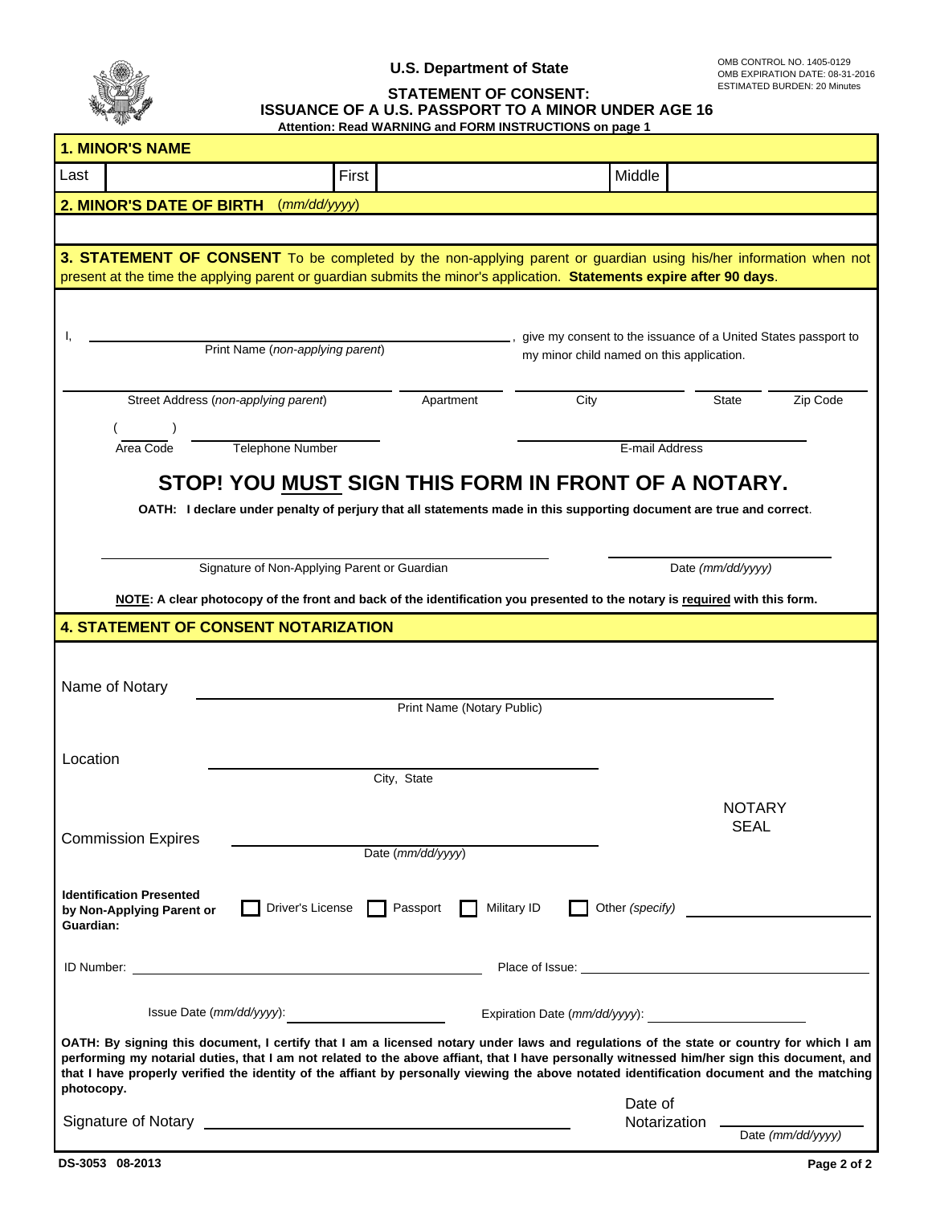U.S. Department of State

OMB CONTROL NO. 1405-0129
OMB EXPIRATION DATE: 08-31-2016
ESTIMATED BURDEN: 20 Minutes

# STATEMENT OF CONSENT: ISSUANCE OF A U.S. PASSPORT TO A MINOR UNDER AGE 16

**Attention: Read WARNING and FORM INSTRUCTIONS on page 1**

## 1. MINOR'S NAME

| Last | | First | | Middle | |
|---|---|---|---|---|---|

## 2. MINOR'S DATE OF BIRTH (*mm/dd/yyyy*)

## 3. STATEMENT OF CONSENT

To be completed by the non-applying parent or guardian using his/her information when not present at the time the applying parent or guardian submits the minor's application. **Statements expire after 90 days**.

I, ______________________________, give my consent to the issuance of a United States passport to my minor child named on this application.
Print Name (*non-applying parent*)

Street Address (*non-applying parent*) | Apartment | City | State | Zip Code

( ) Area Code | Telephone Number | E-mail Address

# STOP! YOU MUST SIGN THIS FORM IN FRONT OF A NOTARY.

**OATH: I declare under penalty of perjury that all statements made in this supporting document are true and correct**.

Signature of Non-Applying Parent or Guardian | Date (*mm/dd/yyyy*)

**NOTE: A clear photocopy of the front and back of the identification you presented to the notary is required with this form.**

## 4. STATEMENT OF CONSENT NOTARIZATION

Name of Notary ______________________________
Print Name (Notary Public)

Location ______________________________
City, State

Commission Expires ______________________________
Date (*mm/dd/yyyy*)

NOTARY SEAL

**Identification Presented by Non-Applying Parent or Guardian:** ☐ Driver's License ☐ Passport ☐ Military ID ☐ Other *(specify)* ____________

ID Number: ____________ Place of Issue: ____________

Issue Date (*mm/dd/yyyy*): ____________ Expiration Date (*mm/dd/yyyy*): ____________

**OATH: By signing this document, I certify that I am a licensed notary under laws and regulations of the state or country for which I am performing my notarial duties, that I am not related to the above affiant, that I have personally witnessed him/her sign this document, and that I have properly verified the identity of the affiant by personally viewing the above notated identification document and the matching photocopy.**

Signature of Notary ______________________________ Date of Notarization ____________ Date (*mm/dd/yyyy*)

DS-3053 08-2013